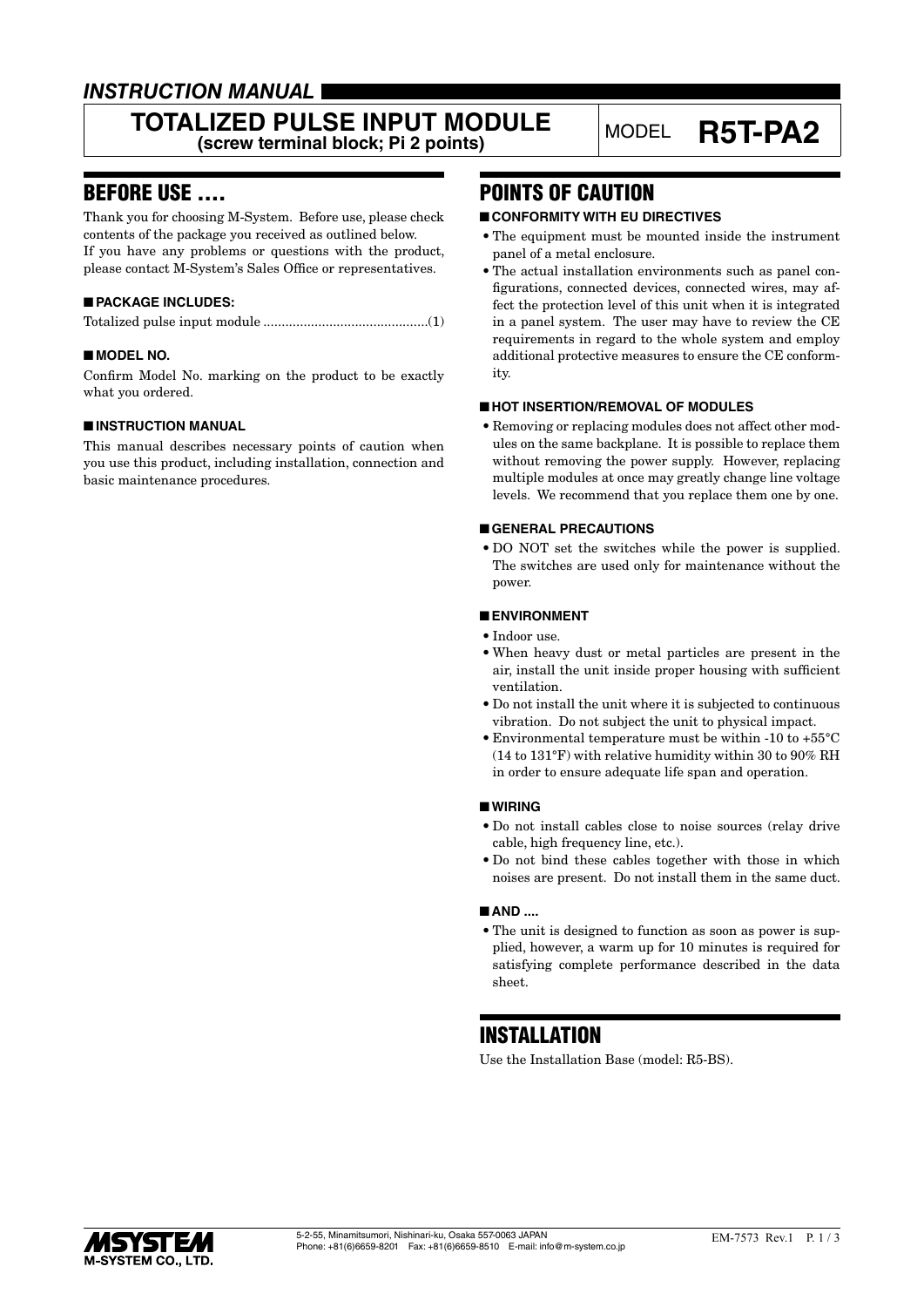*INSTRUCTION MANUAL*

# TOTALIZED PULSE INPUT MODULE
**(screw terminal block; Pi 2 points)**

MODEL **R5T-PA2**

## BEFORE USE ....

Thank you for choosing M-System. Before use, please check contents of the package you received as outlined below.
If you have any problems or questions with the product, please contact M-System's Sales Office or representatives.

### ■ PACKAGE INCLUDES:

Totalized pulse input module ............................................(1)

### ■ MODEL NO.

Confirm Model No. marking on the product to be exactly what you ordered.

### ■ INSTRUCTION MANUAL

This manual describes necessary points of caution when you use this product, including installation, connection and basic maintenance procedures.

## POINTS OF CAUTION

### ■ CONFORMITY WITH EU DIRECTIVES

- The equipment must be mounted inside the instrument panel of a metal enclosure.
- The actual installation environments such as panel configurations, connected devices, connected wires, may affect the protection level of this unit when it is integrated in a panel system. The user may have to review the CE requirements in regard to the whole system and employ additional protective measures to ensure the CE conformity.

### ■ HOT INSERTION/REMOVAL OF MODULES

- Removing or replacing modules does not affect other modules on the same backplane. It is possible to replace them without removing the power supply. However, replacing multiple modules at once may greatly change line voltage levels. We recommend that you replace them one by one.

### ■ GENERAL PRECAUTIONS

- DO NOT set the switches while the power is supplied. The switches are used only for maintenance without the power.

### ■ ENVIRONMENT

- Indoor use.
- When heavy dust or metal particles are present in the air, install the unit inside proper housing with sufficient ventilation.
- Do not install the unit where it is subjected to continuous vibration. Do not subject the unit to physical impact.
- Environmental temperature must be within -10 to +55°C (14 to 131°F) with relative humidity within 30 to 90% RH in order to ensure adequate life span and operation.

### ■ WIRING

- Do not install cables close to noise sources (relay drive cable, high frequency line, etc.).
- Do not bind these cables together with those in which noises are present. Do not install them in the same duct.

### ■ AND ....

- The unit is designed to function as soon as power is supplied, however, a warm up for 10 minutes is required for satisfying complete performance described in the data sheet.

## INSTALLATION

Use the Installation Base (model: R5-BS).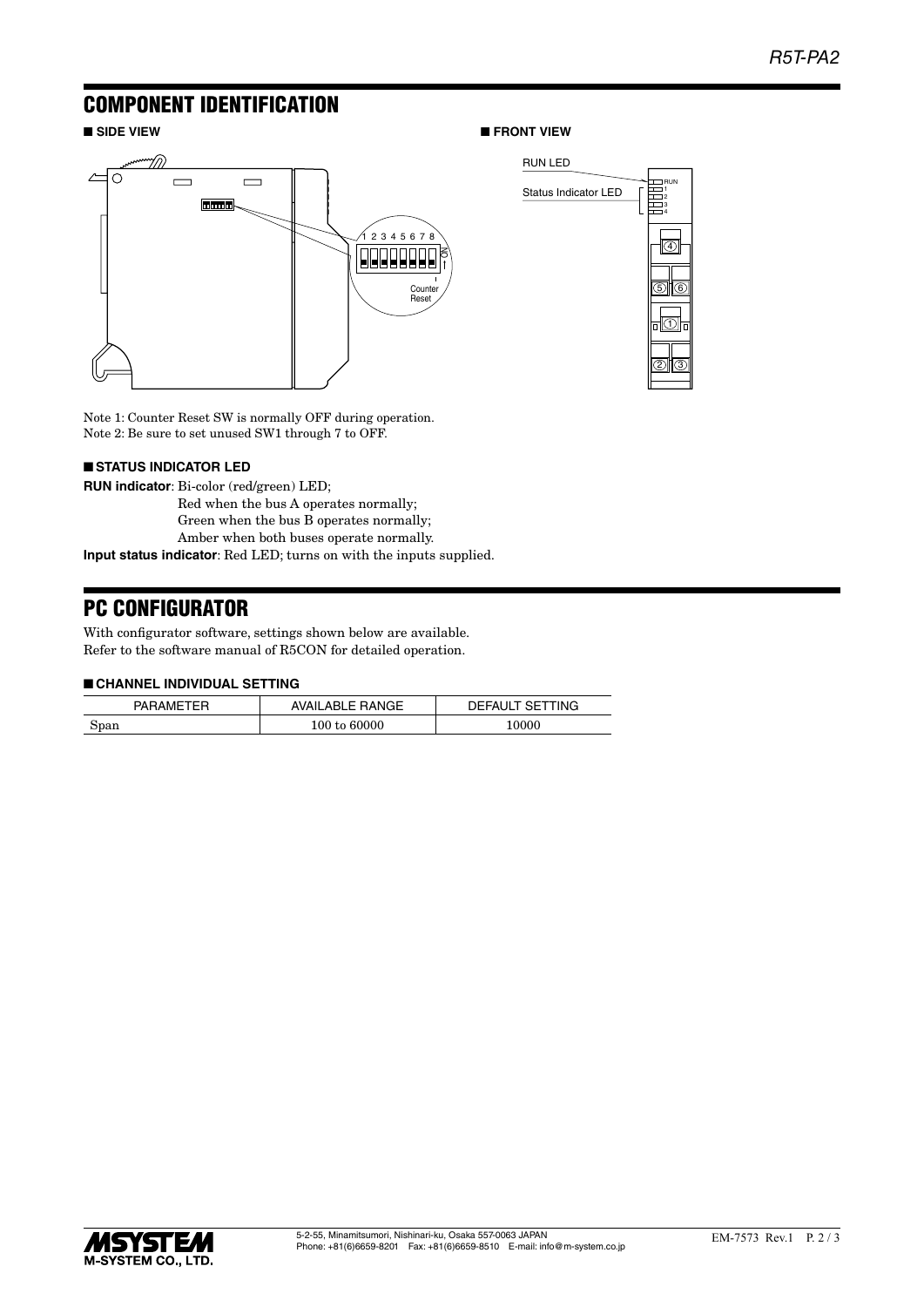## COMPONENT IDENTIFICATION

### ■ SIDE VIEW

### ■ FRONT VIEW

Note 1: Counter Reset SW is normally OFF during operation.
Note 2: Be sure to set unused SW1 through 7 to OFF.

### ■ STATUS INDICATOR LED

**RUN indicator**: Bi-color (red/green) LED;
Red when the bus A operates normally;
Green when the bus B operates normally;
Amber when both buses operate normally.

**Input status indicator**: Red LED; turns on with the inputs supplied.

## PC CONFIGURATOR

With configurator software, settings shown below are available.
Refer to the software manual of R5CON for detailed operation.

### ■ CHANNEL INDIVIDUAL SETTING

| PARAMETER | AVAILABLE RANGE | DEFAULT SETTING |
|---|---|---|
| Span | 100 to 60000 | 10000 |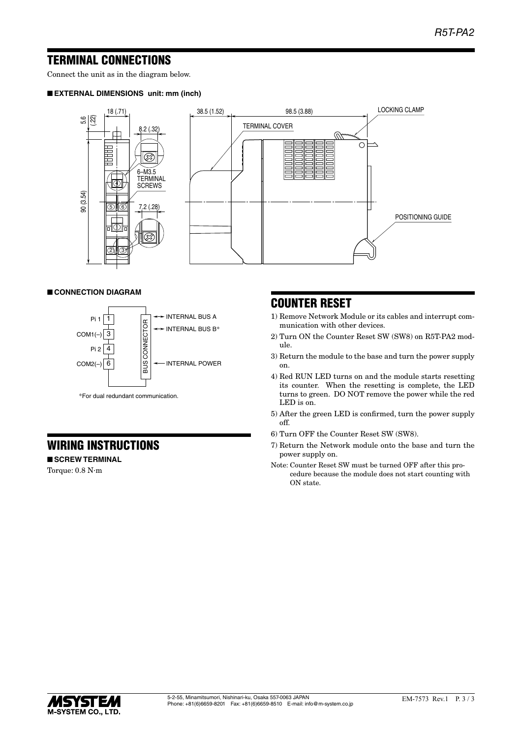## TERMINAL CONNECTIONS

Connect the unit as in the diagram below.

### ■ EXTERNAL DIMENSIONS unit: mm (inch)

18 (.71)
5.6 (.22)
8.2 (.32)
6–M3.5 TERMINAL SCREWS
7.2 (.28)
90 (3.54)
38.5 (1.52)
98.5 (3.88)
TERMINAL COVER
LOCKING CLAMP
POSITIONING GUIDE

### ■ CONNECTION DIAGRAM

Pi 1 1
COM1(–) 3
Pi 2 4
COM2(–) 6
BUS CONNECTOR
INTERNAL BUS A
INTERNAL BUS B*
INTERNAL POWER

*For dual redundant communication.

## WIRING INSTRUCTIONS

### ■ SCREW TERMINAL

Torque: 0.8 N·m

## COUNTER RESET

1) Remove Network Module or its cables and interrupt communication with other devices.
2) Turn ON the Counter Reset SW (SW8) on R5T-PA2 module.
3) Return the module to the base and turn the power supply on.
4) Red RUN LED turns on and the module starts resetting its counter. When the resetting is complete, the LED turns to green. DO NOT remove the power while the red LED is on.
5) After the green LED is confirmed, turn the power supply off.
6) Turn OFF the Counter Reset SW (SW8).
7) Return the Network module onto the base and turn the power supply on.

Note: Counter Reset SW must be turned OFF after this procedure because the module does not start counting with ON state.